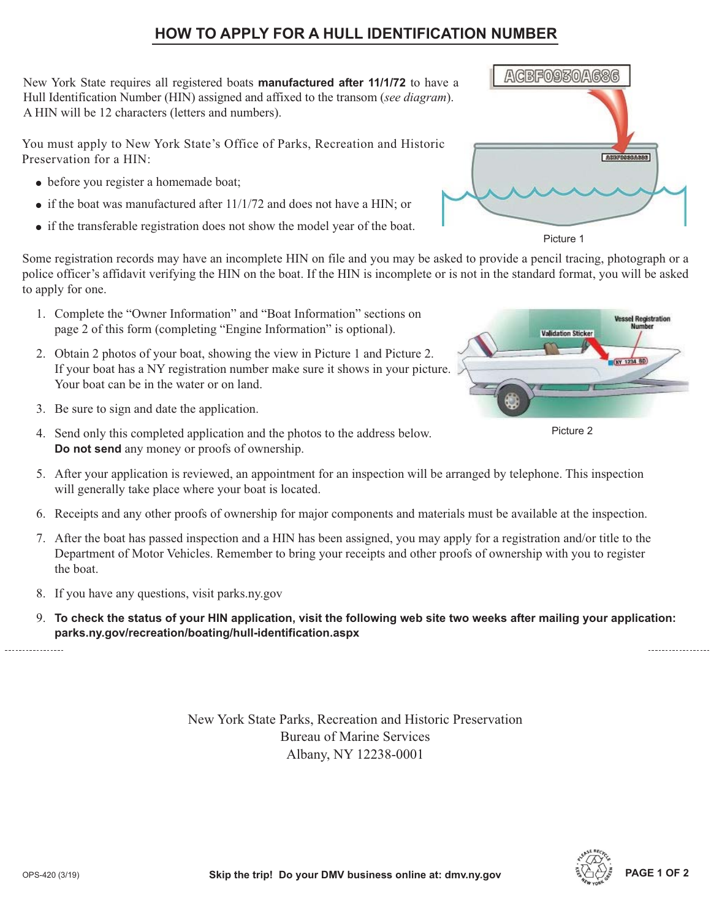# HOW TO APPLY FOR A HULL IDENTIFICATION NUMBER

New York State requires all registered boats **manufactured after 11/1/72** to have a Hull Identification Number (HIN) assigned and affixed to the transom (*see diagram*). A HIN will be 12 characters (letters and numbers).

You must apply to New York State's Office of Parks, Recreation and Historic Preservation for a HIN:

- before you register a homemade boat;
- if the boat was manufactured after 11/1/72 and does not have a HIN; or
- if the transferable registration does not show the model year of the boat.

Picture 1

Some registration records may have an incomplete HIN on file and you may be asked to provide a pencil tracing, photograph or a police officer's affidavit verifying the HIN on the boat. If the HIN is incomplete or is not in the standard format, you will be asked to apply for one.

1. Complete the "Owner Information" and "Boat Information" sections on page 2 of this form (completing "Engine Information" is optional).
2. Obtain 2 photos of your boat, showing the view in Picture 1 and Picture 2. If your boat has a NY registration number make sure it shows in your picture. Your boat can be in the water or on land.
3. Be sure to sign and date the application.
4. Send only this completed application and the photos to the address below. **Do not send** any money or proofs of ownership.
5. After your application is reviewed, an appointment for an inspection will be arranged by telephone. This inspection will generally take place where your boat is located.
6. Receipts and any other proofs of ownership for major components and materials must be available at the inspection.
7. After the boat has passed inspection and a HIN has been assigned, you may apply for a registration and/or title to the Department of Motor Vehicles. Remember to bring your receipts and other proofs of ownership with you to register the boat.
8. If you have any questions, visit parks.ny.gov
9. **To check the status of your HIN application, visit the following web site two weeks after mailing your application: parks.ny.gov/recreation/boating/hull-identification.aspx**

Picture 2

New York State Parks, Recreation and Historic Preservation
Bureau of Marine Services
Albany, NY 12238-0001

OPS-420 (3/19)

**Skip the trip! Do your DMV business online at: dmv.ny.gov**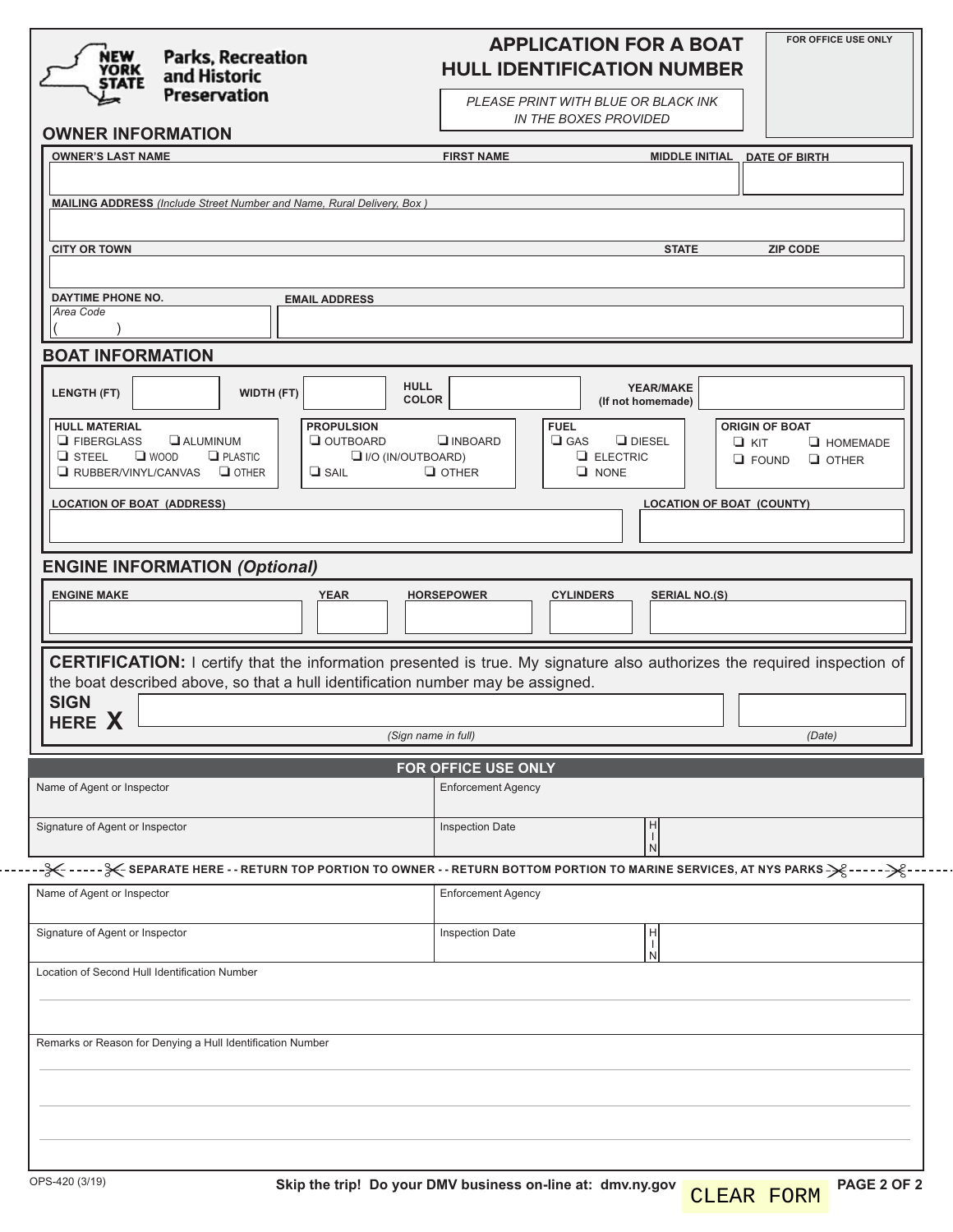New York State Parks, Recreation and Historic Preservation

# APPLICATION FOR A BOAT HULL IDENTIFICATION NUMBER

*PLEASE PRINT WITH BLUE OR BLACK INK IN THE BOXES PROVIDED*

FOR OFFICE USE ONLY

## OWNER INFORMATION

| OWNER'S LAST NAME | FIRST NAME | MIDDLE INITIAL | DATE OF BIRTH |
|---|---|---|---|
| | | | |

| MAILING ADDRESS *(Include Street Number and Name, Rural Delivery, Box )* |
|---|
| |

| CITY OR TOWN | STATE | ZIP CODE |
|---|---|---|
| | | |

| DAYTIME PHONE NO. | EMAIL ADDRESS |
|---|---|
| *Area Code* ( ) | |

## BOAT INFORMATION

| LENGTH (FT) | | WIDTH (FT) | | HULL COLOR | | YEAR/MAKE (If not homemade) | |
|---|---|---|---|---|---|---|---|
| | | | | | | | |

**HULL MATERIAL**
- ❏ FIBERGLASS
- ❏ ALUMINUM
- ❏ STEEL
- ❏ WOOD
- ❏ PLASTIC
- ❏ RUBBER/VINYL/CANVAS
- ❏ OTHER

**PROPULSION**
- ❏ OUTBOARD
- ❏ INBOARD
- ❏ I/O (IN/OUTBOARD)
- ❏ SAIL
- ❏ OTHER

**FUEL**
- ❏ GAS
- ❏ DIESEL
- ❏ ELECTRIC
- ❏ NONE

**ORIGIN OF BOAT**
- ❏ KIT
- ❏ HOMEMADE
- ❏ FOUND
- ❏ OTHER

| LOCATION OF BOAT (ADDRESS) | LOCATION OF BOAT (COUNTY) |
|---|---|
| | |

## ENGINE INFORMATION *(Optional)*

| ENGINE MAKE | YEAR | HORSEPOWER | CYLINDERS | SERIAL NO.(S) |
|---|---|---|---|---|
| | | | | |

**CERTIFICATION:** I certify that the information presented is true. My signature also authorizes the required inspection of the boat described above, so that a hull identification number may be assigned.

**SIGN HERE X** ______________________ *(Sign name in full)* ____________ *(Date)*

## FOR OFFICE USE ONLY

| Name of Agent or Inspector | Enforcement Agency | |
|---|---|---|
| **Signature of Agent or Inspector** | **Inspection Date** | **HIN** |

✂ SEPARATE HERE - - RETURN TOP PORTION TO OWNER - - RETURN BOTTOM PORTION TO MARINE SERVICES, AT NYS PARKS ✂

| Name of Agent or Inspector | Enforcement Agency | |
|---|---|---|
| **Signature of Agent or Inspector** | **Inspection Date** | **HIN** |

Location of Second Hull Identification Number

Remarks or Reason for Denying a Hull Identification Number

OPS-420 (3/19)

Skip the trip! Do your DMV business on-line at: dmv.ny.gov

CLEAR FORM